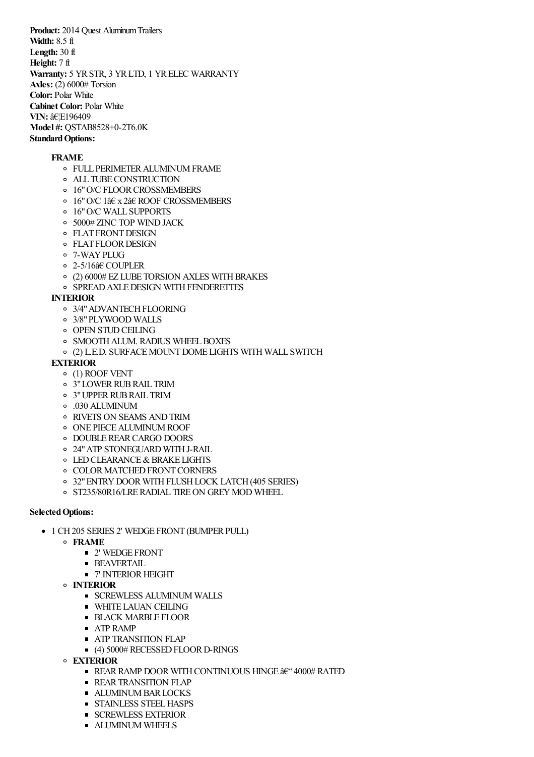**Product:** 2014 Quest Aluminum Trailers
**Width:** 8.5 ft
**Length:** 30 ft
**Height:** 7 ft
**Warranty:** 5 YR STR, 3 YR LTD, 1 YR ELEC WARRANTY
**Axles:** (2) 6000# Torsion
**Color:** Polar White
**Cabinet Color:** Polar White
**VIN:** â€¦E196409
**Model #:** QSTAB8528+0-2T6.0K
**Standard Options:**

- **FRAME**
  - FULL PERIMETER ALUMINUM FRAME
  - ALL TUBE CONSTRUCTION
  - 16" O/C FLOOR CROSSMEMBERS
  - 16" O/C 1â€ x 2â€ ROOF CROSSMEMBERS
  - 16" O/C WALL SUPPORTS
  - 5000# ZINC TOP WIND JACK
  - FLAT FRONT DESIGN
  - FLAT FLOOR DESIGN
  - 7-WAY PLUG
  - 2-5/16â€ COUPLER
  - (2) 6000# EZ LUBE TORSION AXLES WITH BRAKES
  - SPREAD AXLE DESIGN WITH FENDERETTES
- **INTERIOR**
  - 3/4" ADVANTECH FLOORING
  - 3/8" PLYWOOD WALLS
  - OPEN STUD CEILING
  - SMOOTH ALUM. RADIUS WHEEL BOXES
  - (2) L.E.D. SURFACE MOUNT DOME LIGHTS WITH WALL SWITCH
- **EXTERIOR**
  - (1) ROOF VENT
  - 3" LOWER RUB RAIL TRIM
  - 3" UPPER RUB RAIL TRIM
  - .030 ALUMINUM
  - RIVETS ON SEAMS AND TRIM
  - ONE PIECE ALUMINUM ROOF
  - DOUBLE REAR CARGO DOORS
  - 24" ATP STONEGUARD WITH J-RAIL
  - LED CLEARANCE & BRAKE LIGHTS
  - COLOR MATCHED FRONT CORNERS
  - 32" ENTRY DOOR WITH FLUSH LOCK LATCH (405 SERIES)
  - ST235/80R16/LRE RADIAL TIRE ON GREY MOD WHEEL

**Selected Options:**

- 1 CH 205 SERIES 2' WEDGE FRONT (BUMPER PULL)
  - **FRAME**
    - 2' WEDGE FRONT
    - BEAVERTAIL
    - 7' INTERIOR HEIGHT
  - **INTERIOR**
    - SCREWLESS ALUMINUM WALLS
    - WHITE LAUAN CEILING
    - BLACK MARBLE FLOOR
    - ATP RAMP
    - ATP TRANSITION FLAP
    - (4) 5000# RECESSED FLOOR D-RINGS
  - **EXTERIOR**
    - REAR RAMP DOOR WITH CONTINUOUS HINGE â€“ 4000# RATED
    - REAR TRANSITION FLAP
    - ALUMINUM BAR LOCKS
    - STAINLESS STEEL HASPS
    - SCREWLESS EXTERIOR
    - ALUMINUM WHEELS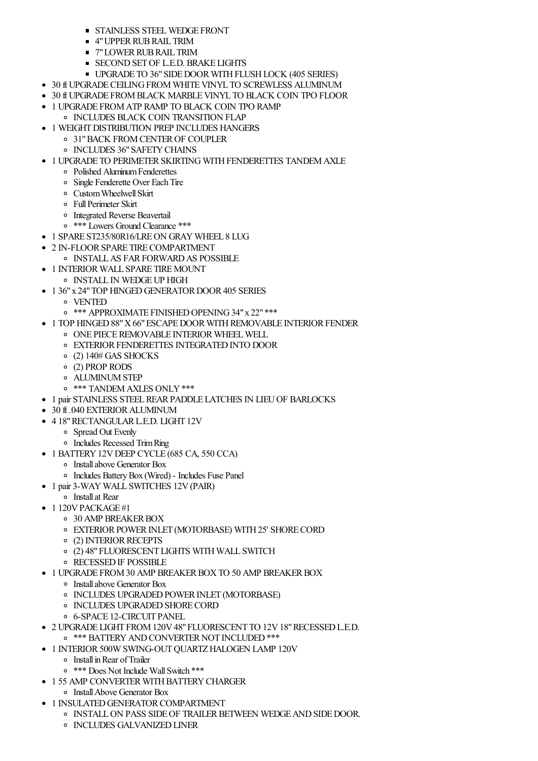- STAINLESS STEEL WEDGE FRONT
        - 4" UPPER RUB RAIL TRIM
        - 7" LOWER RUB RAIL TRIM
        - SECOND SET OF L.E.D. BRAKE LIGHTS
        - UPGRADE TO 36" SIDE DOOR WITH FLUSH LOCK (405 SERIES)
- 30 ft UPGRADE CEILING FROM WHITE VINYL TO SCREWLESS ALUMINUM
- 30 ft UPGRADE FROM BLACK MARBLE VINYL TO BLACK COIN TPO FLOOR
- 1 UPGRADE FROM ATP RAMP TO BLACK COIN TPO RAMP
    - INCLUDES BLACK COIN TRANSITION FLAP
- 1 WEIGHT DISTRIBUTION PREP INCLUDES HANGERS
    - 31" BACK FROM CENTER OF COUPLER
    - INCLUDES 36" SAFETY CHAINS
- 1 UPGRADE TO PERIMETER SKIRTING WITH FENDERETTES TANDEM AXLE
    - Polished Aluminum Fenderettes
    - Single Fenderette Over Each Tire
    - Custom Wheelwell Skirt
    - Full Perimeter Skirt
    - Integrated Reverse Beavertail
    - *** Lowers Ground Clearance ***
- 1 SPARE ST235/80R16/LRE ON GRAY WHEEL 8 LUG
- 2 IN-FLOOR SPARE TIRE COMPARTMENT
    - INSTALL AS FAR FORWARD AS POSSIBLE
- 1 INTERIOR WALL SPARE TIRE MOUNT
    - INSTALL IN WEDGE UP HIGH
- 1 36" x 24" TOP HINGED GENERATOR DOOR 405 SERIES
    - VENTED
    - *** APPROXIMATE FINISHED OPENING 34" x 22" ***
- 1 TOP HINGED 88" X 66" ESCAPE DOOR WITH REMOVABLE INTERIOR FENDER
    - ONE PIECE REMOVABLE INTERIOR WHEEL WELL
    - EXTERIOR FENDERETTES INTEGRATED INTO DOOR
    - (2) 140# GAS SHOCKS
    - (2) PROP RODS
    - ALUMINUM STEP
    - *** TANDEM AXLES ONLY ***
- 1 pair STAINLESS STEEL REAR PADDLE LATCHES IN LIEU OF BARLOCKS
- 30 ft .040 EXTERIOR ALUMINUM
- 4 18" RECTANGULAR L.E.D. LIGHT 12V
    - Spread Out Evenly
    - Includes Recessed Trim Ring
- 1 BATTERY 12V DEEP CYCLE (685 CA, 550 CCA)
    - Install above Generator Box
    - Includes Battery Box (Wired) - Includes Fuse Panel
- 1 pair 3-WAY WALL SWITCHES 12V (PAIR)
    - Install at Rear
- 1 120V PACKAGE #1
    - 30 AMP BREAKER BOX
    - EXTERIOR POWER INLET (MOTORBASE) WITH 25' SHORE CORD
    - (2) INTERIOR RECEPTS
    - (2) 48" FLUORESCENT LIGHTS WITH WALL SWITCH
    - RECESSED IF POSSIBLE
- 1 UPGRADE FROM 30 AMP BREAKER BOX TO 50 AMP BREAKER BOX
    - Install above Generator Box
    - INCLUDES UPGRADED POWER INLET (MOTORBASE)
    - INCLUDES UPGRADED SHORE CORD
    - 6-SPACE 12-CIRCUIT PANEL
- 2 UPGRADE LIGHT FROM 120V 48" FLUORESCENT TO 12V 18" RECESSED L.E.D.
    - *** BATTERY AND CONVERTER NOT INCLUDED ***
- 1 INTERIOR 500W SWING-OUT QUARTZ HALOGEN LAMP 120V
    - Install in Rear of Trailer
    - *** Does Not Include Wall Switch ***
- 1 55 AMP CONVERTER WITH BATTERY CHARGER
    - Install Above Generator Box
- 1 INSULATED GENERATOR COMPARTMENT
    - INSTALL ON PASS SIDE OF TRAILER BETWEEN WEDGE AND SIDE DOOR.
    - INCLUDES GALVANIZED LINER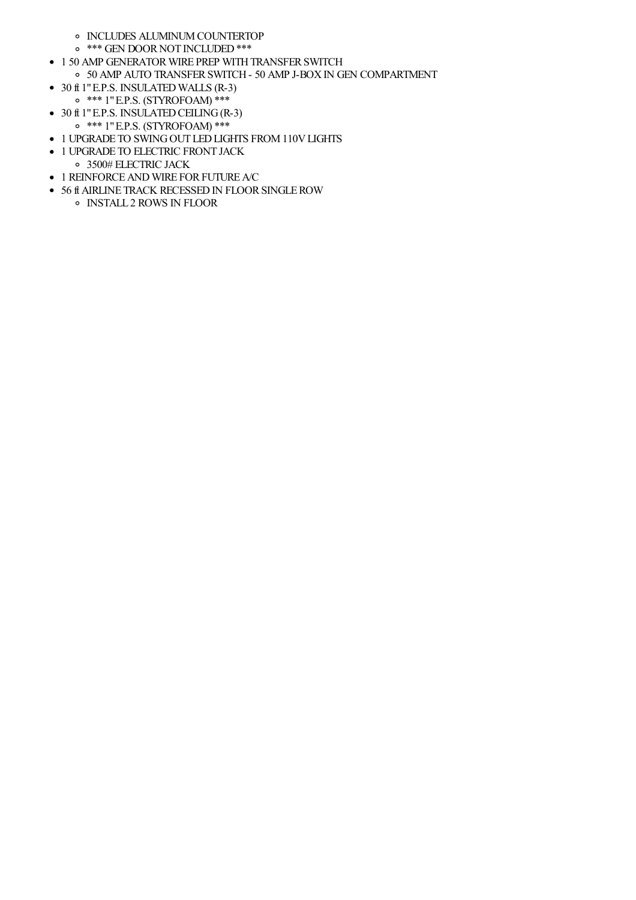- INCLUDES ALUMINUM COUNTERTOP
  - *** GEN DOOR NOT INCLUDED ***
- 1 50 AMP GENERATOR WIRE PREP WITH TRANSFER SWITCH
  - 50 AMP AUTO TRANSFER SWITCH - 50 AMP J-BOX IN GEN COMPARTMENT
- 30 ft 1" E.P.S. INSULATED WALLS (R-3)
  - *** 1" E.P.S. (STYROFOAM) ***
- 30 ft 1" E.P.S. INSULATED CEILING (R-3)
  - *** 1" E.P.S. (STYROFOAM) ***
- 1 UPGRADE TO SWING OUT LED LIGHTS FROM 110V LIGHTS
- 1 UPGRADE TO ELECTRIC FRONT JACK
  - 3500# ELECTRIC JACK
- 1 REINFORCE AND WIRE FOR FUTURE A/C
- 56 ft AIRLINE TRACK RECESSED IN FLOOR SINGLE ROW
  - INSTALL 2 ROWS IN FLOOR